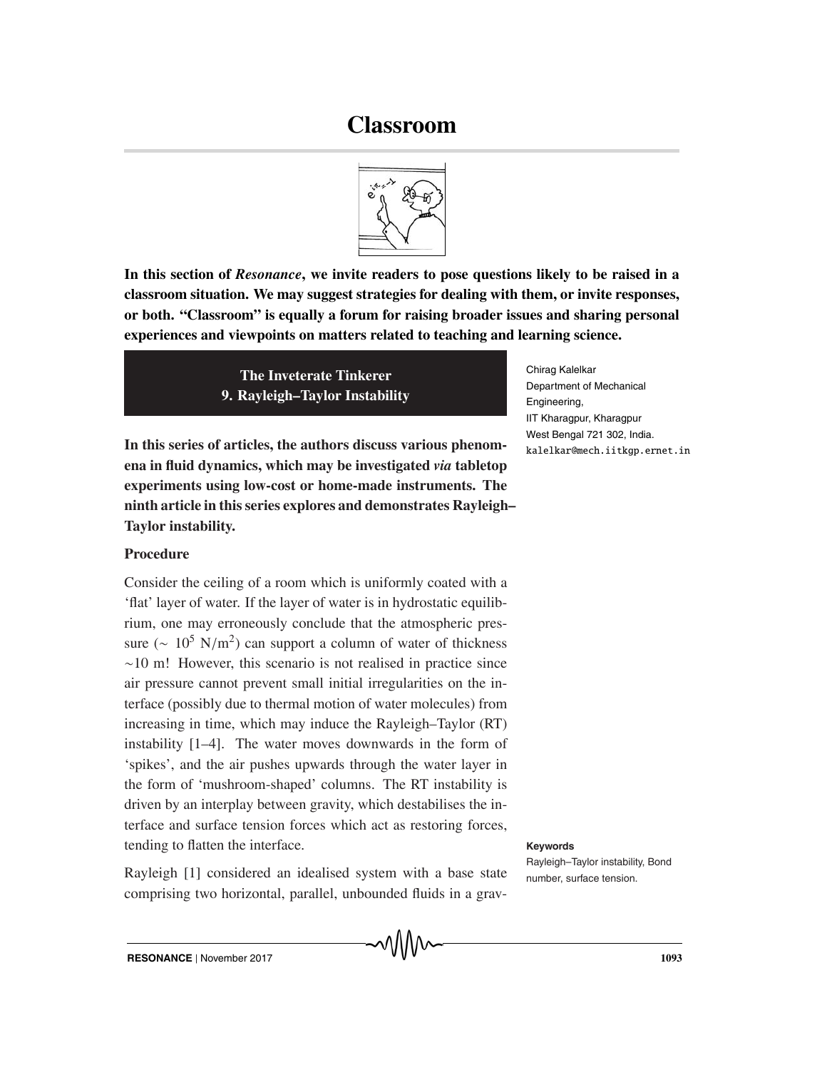# Classroom

**In this section of *Resonance*, we invite readers to pose questions likely to be raised in a classroom situation. We may suggest strategies for dealing with them, or invite responses, or both. "Classroom" is equally a forum for raising broader issues and sharing personal experiences and viewpoints on matters related to teaching and learning science.**

## The Inveterate Tinkerer
## 9. Rayleigh–Taylor Instability

Chirag Kalelkar
Department of Mechanical Engineering,
IIT Kharagpur, Kharagpur
West Bengal 721 302, India.
kalelkar@mech.iitkgp.ernet.in

**In this series of articles, the authors discuss various phenomena in fluid dynamics, which may be investigated *via* tabletop experiments using low-cost or home-made instruments. The ninth article in this series explores and demonstrates Rayleigh–Taylor instability.**

### Procedure

Consider the ceiling of a room which is uniformly coated with a 'flat' layer of water. If the layer of water is in hydrostatic equilibrium, one may erroneously conclude that the atmospheric pressure ($\sim 10^5$ N/m$^2$) can support a column of water of thickness $\sim$10 m! However, this scenario is not realised in practice since air pressure cannot prevent small initial irregularities on the interface (possibly due to thermal motion of water molecules) from increasing in time, which may induce the Rayleigh–Taylor (RT) instability [1–4]. The water moves downwards in the form of 'spikes', and the air pushes upwards through the water layer in the form of 'mushroom-shaped' columns. The RT instability is driven by an interplay between gravity, which destabilises the interface and surface tension forces which act as restoring forces, tending to flatten the interface.

**Keywords**
Rayleigh–Taylor instability, Bond number, surface tension.

Rayleigh [1] considered an idealised system with a base state comprising two horizontal, parallel, unbounded fluids in a grav-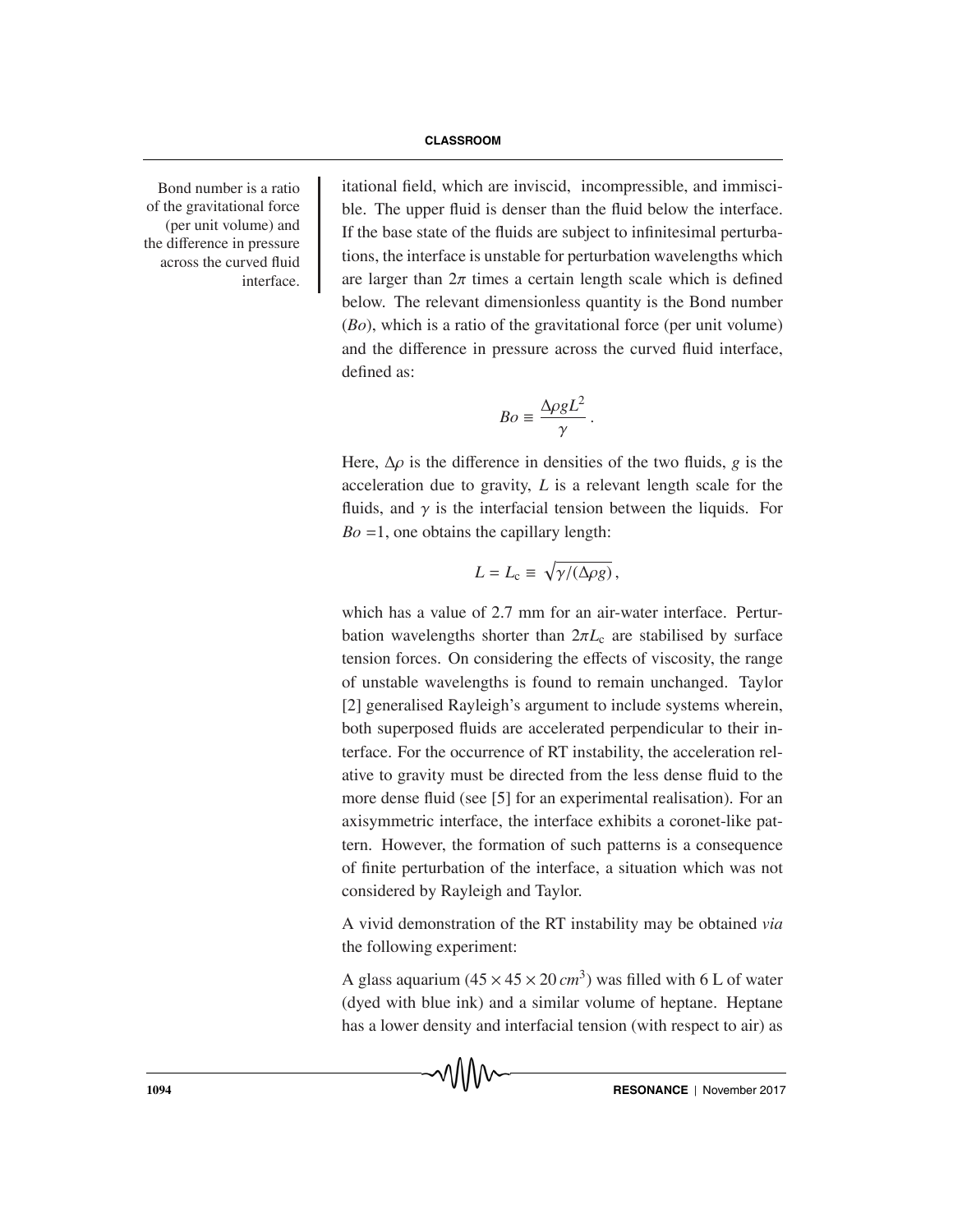Bond number is a ratio of the gravitational force (per unit volume) and the difference in pressure across the curved fluid interface.

itational field, which are inviscid, incompressible, and immiscible. The upper fluid is denser than the fluid below the interface. If the base state of the fluids are subject to infinitesimal perturbations, the interface is unstable for perturbation wavelengths which are larger than $2\pi$ times a certain length scale which is defined below. The relevant dimensionless quantity is the Bond number ($Bo$), which is a ratio of the gravitational force (per unit volume) and the difference in pressure across the curved fluid interface, defined as:

$$Bo \equiv \frac{\Delta\rho g L^2}{\gamma}\,.$$

Here, $\Delta\rho$ is the difference in densities of the two fluids, $g$ is the acceleration due to gravity, $L$ is a relevant length scale for the fluids, and $\gamma$ is the interfacial tension between the liquids. For $Bo = 1$, one obtains the capillary length:

$$L = L_{\mathrm{c}} \equiv \sqrt{\gamma/(\Delta\rho g)}\,,$$

which has a value of 2.7 mm for an air-water interface. Perturbation wavelengths shorter than $2\pi L_{\mathrm{c}}$ are stabilised by surface tension forces. On considering the effects of viscosity, the range of unstable wavelengths is found to remain unchanged. Taylor [2] generalised Rayleigh's argument to include systems wherein, both superposed fluids are accelerated perpendicular to their interface. For the occurrence of RT instability, the acceleration relative to gravity must be directed from the less dense fluid to the more dense fluid (see [5] for an experimental realisation). For an axisymmetric interface, the interface exhibits a coronet-like pattern. However, the formation of such patterns is a consequence of finite perturbation of the interface, a situation which was not considered by Rayleigh and Taylor.

A vivid demonstration of the RT instability may be obtained *via* the following experiment:

A glass aquarium ($45 \times 45 \times 20\, cm^3$) was filled with 6 L of water (dyed with blue ink) and a similar volume of heptane. Heptane has a lower density and interfacial tension (with respect to air) as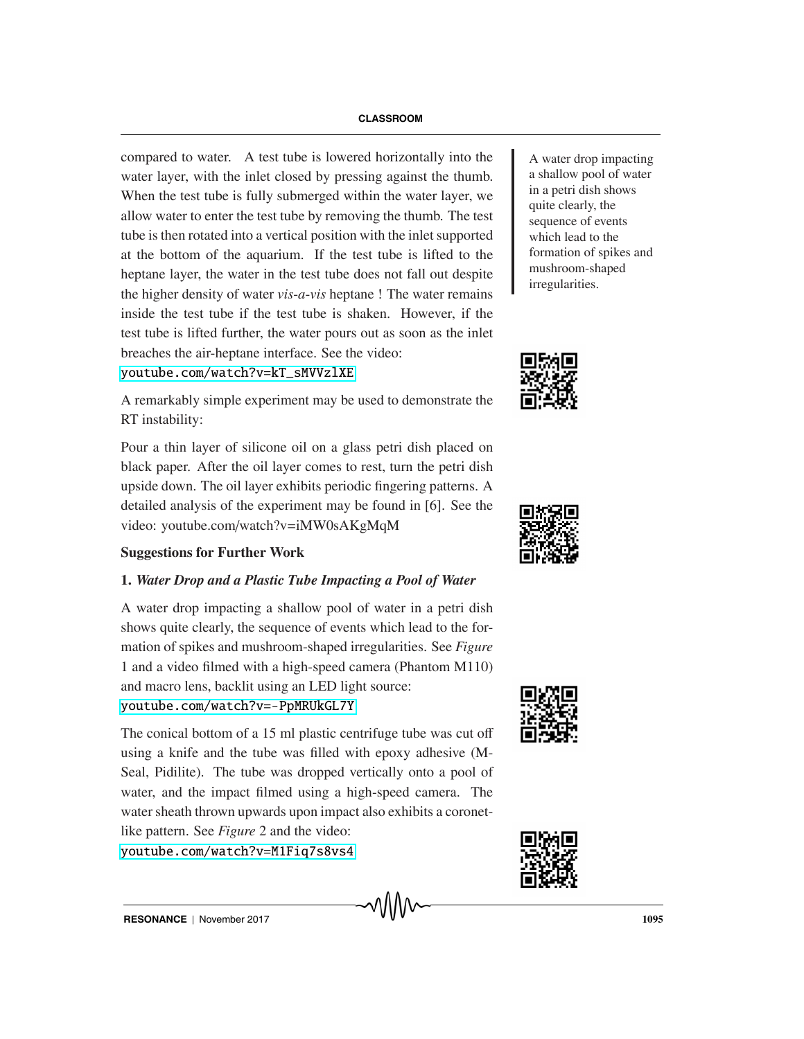compared to water. A test tube is lowered horizontally into the water layer, with the inlet closed by pressing against the thumb. When the test tube is fully submerged within the water layer, we allow water to enter the test tube by removing the thumb. The test tube is then rotated into a vertical position with the inlet supported at the bottom of the aquarium. If the test tube is lifted to the heptane layer, the water in the test tube does not fall out despite the higher density of water *vis-a-vis* heptane ! The water remains inside the test tube if the test tube is shaken. However, if the test tube is lifted further, the water pours out as soon as the inlet breaches the air-heptane interface. See the video: youtube.com/watch?v=kT_sMVVzlXE

A remarkably simple experiment may be used to demonstrate the RT instability:

Pour a thin layer of silicone oil on a glass petri dish placed on black paper. After the oil layer comes to rest, turn the petri dish upside down. The oil layer exhibits periodic fingering patterns. A detailed analysis of the experiment may be found in [6]. See the video: youtube.com/watch?v=iMW0sAKgMqM

**Suggestions for Further Work**

**1.** ***Water Drop and a Plastic Tube Impacting a Pool of Water***

A water drop impacting a shallow pool of water in a petri dish shows quite clearly, the sequence of events which lead to the formation of spikes and mushroom-shaped irregularities. See *Figure* 1 and a video filmed with a high-speed camera (Phantom M110) and macro lens, backlit using an LED light source: youtube.com/watch?v=-PpMRUkGL7Y

A water drop impacting a shallow pool of water in a petri dish shows quite clearly, the sequence of events which lead to the formation of spikes and mushroom-shaped irregularities.

The conical bottom of a 15 ml plastic centrifuge tube was cut off using a knife and the tube was filled with epoxy adhesive (M-Seal, Pidilite). The tube was dropped vertically onto a pool of water, and the impact filmed using a high-speed camera. The water sheath thrown upwards upon impact also exhibits a coronet-like pattern. See *Figure* 2 and the video: youtube.com/watch?v=M1Fiq7s8vs4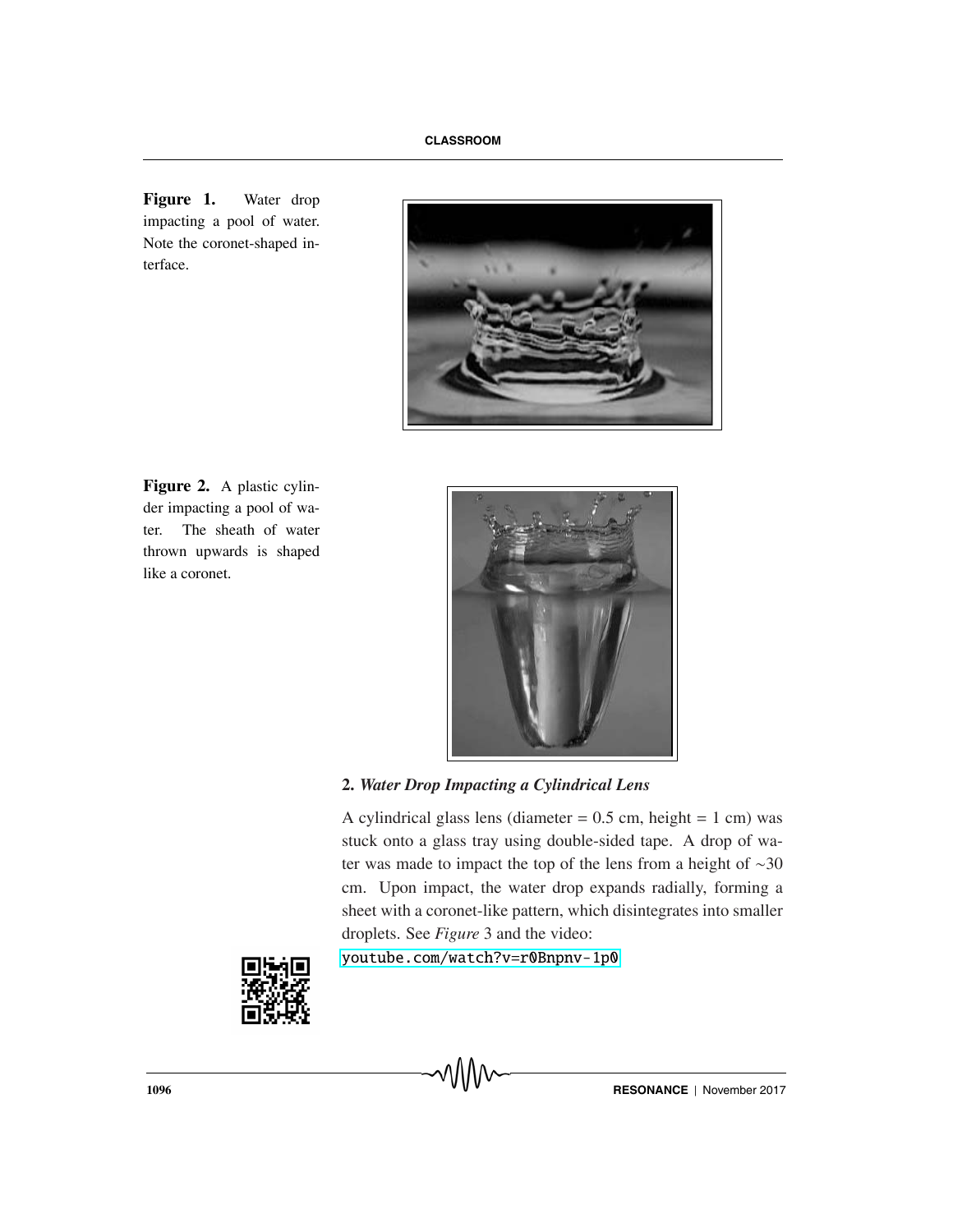**Figure 1.** Water drop impacting a pool of water. Note the coronet-shaped interface.

**Figure 2.** A plastic cylinder impacting a pool of water. The sheath of water thrown upwards is shaped like a coronet.

### 2. *Water Drop Impacting a Cylindrical Lens*

A cylindrical glass lens (diameter = 0.5 cm, height = 1 cm) was stuck onto a glass tray using double-sided tape. A drop of water was made to impact the top of the lens from a height of ~30 cm. Upon impact, the water drop expands radially, forming a sheet with a coronet-like pattern, which disintegrates into smaller droplets. See *Figure* 3 and the video:

youtube.com/watch?v=r0Bnpnv-1p0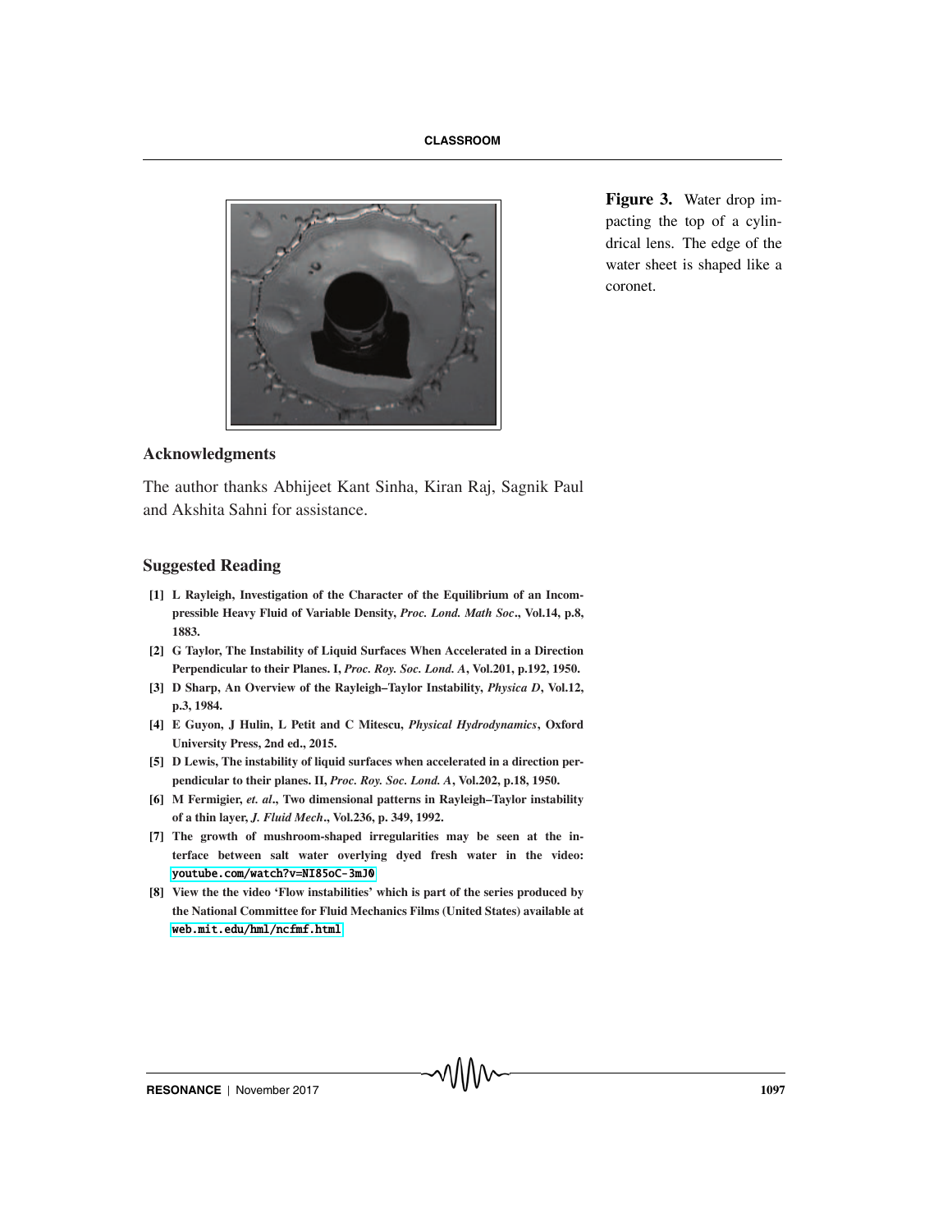**Figure 3.** Water drop impacting the top of a cylindrical lens. The edge of the water sheet is shaped like a coronet.

## Acknowledgments

The author thanks Abhijeet Kant Sinha, Kiran Raj, Sagnik Paul and Akshita Sahni for assistance.

## Suggested Reading

[1] L Rayleigh, Investigation of the Character of the Equilibrium of an Incompressible Heavy Fluid of Variable Density, *Proc. Lond. Math Soc*., Vol.14, p.8, 1883.

[2] G Taylor, The Instability of Liquid Surfaces When Accelerated in a Direction Perpendicular to their Planes. I, *Proc. Roy. Soc. Lond. A*, Vol.201, p.192, 1950.

[3] D Sharp, An Overview of the Rayleigh–Taylor Instability, *Physica D*, Vol.12, p.3, 1984.

[4] E Guyon, J Hulin, L Petit and C Mitescu, *Physical Hydrodynamics*, Oxford University Press, 2nd ed., 2015.

[5] D Lewis, The instability of liquid surfaces when accelerated in a direction perpendicular to their planes. II, *Proc. Roy. Soc. Lond. A*, Vol.202, p.18, 1950.

[6] M Fermigier, *et. al*., Two dimensional patterns in Rayleigh–Taylor instability of a thin layer, *J. Fluid Mech*., Vol.236, p. 349, 1992.

[7] The growth of mushroom-shaped irregularities may be seen at the interface between salt water overlying dyed fresh water in the video: youtube.com/watch?v=NI85oC-3mJ0

[8] View the the video 'Flow instabilities' which is part of the series produced by the National Committee for Fluid Mechanics Films (United States) available at web.mit.edu/hml/ncfmf.html